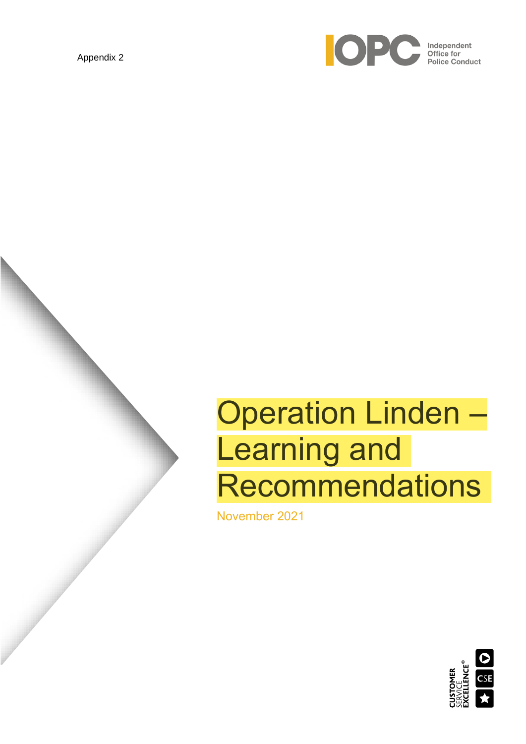Appendix 2

Independent Office for Police Conduct

# Operation Linden – Learning and Recommendations

November 2021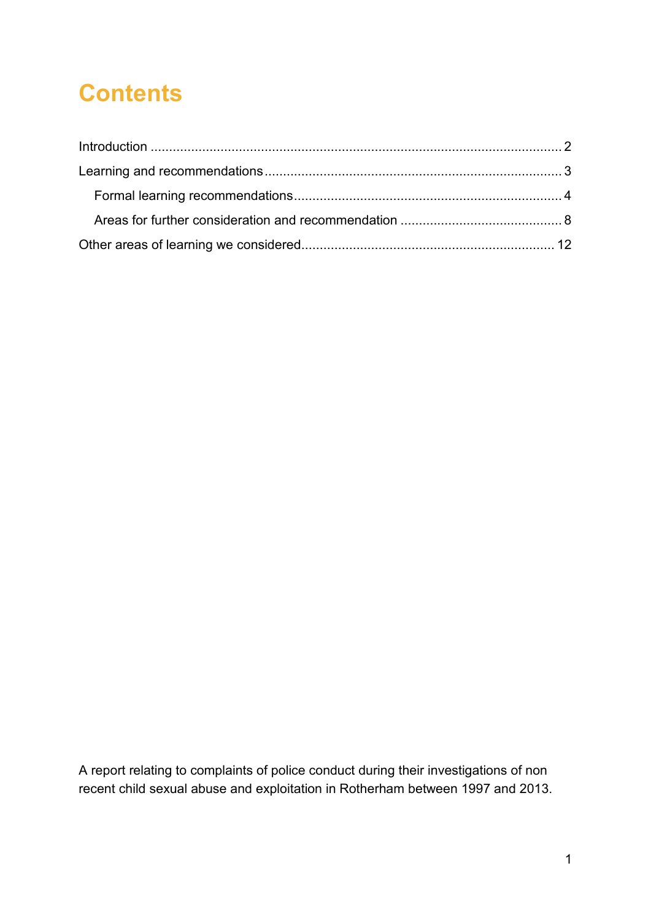# Contents

Introduction ... 2

Learning and recommendations ... 3

- Formal learning recommendations ... 4
- Areas for further consideration and recommendation ... 8

Other areas of learning we considered ... 12

A report relating to complaints of police conduct during their investigations of non recent child sexual abuse and exploitation in Rotherham between 1997 and 2013.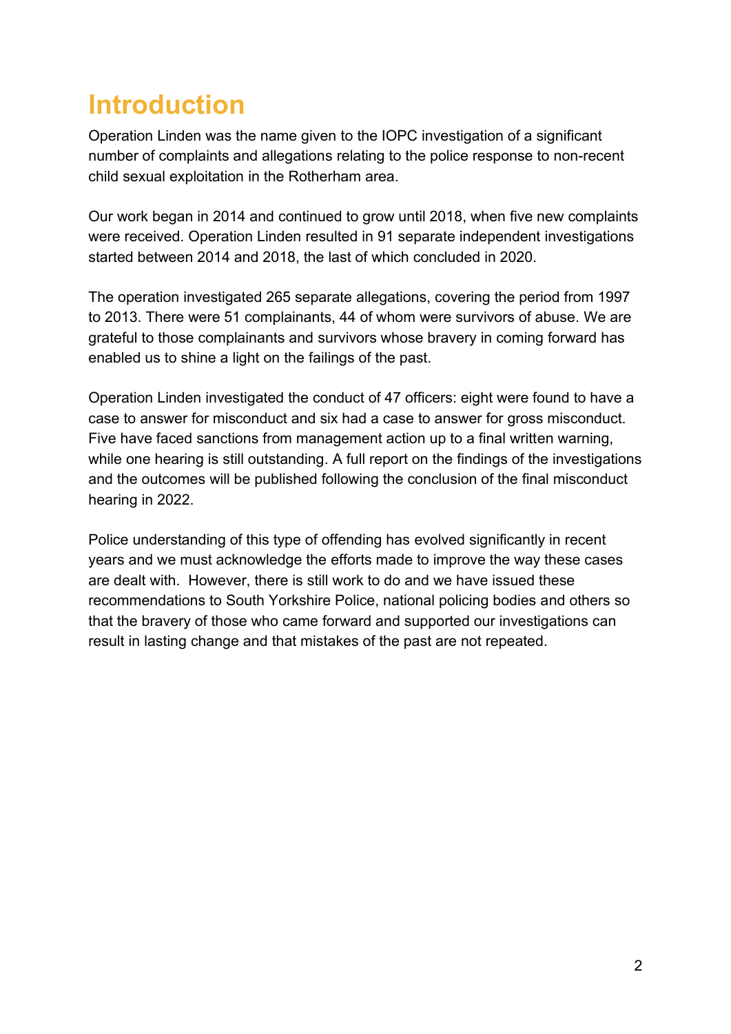# Introduction

Operation Linden was the name given to the IOPC investigation of a significant number of complaints and allegations relating to the police response to non-recent child sexual exploitation in the Rotherham area.

Our work began in 2014 and continued to grow until 2018, when five new complaints were received. Operation Linden resulted in 91 separate independent investigations started between 2014 and 2018, the last of which concluded in 2020.

The operation investigated 265 separate allegations, covering the period from 1997 to 2013. There were 51 complainants, 44 of whom were survivors of abuse. We are grateful to those complainants and survivors whose bravery in coming forward has enabled us to shine a light on the failings of the past.

Operation Linden investigated the conduct of 47 officers: eight were found to have a case to answer for misconduct and six had a case to answer for gross misconduct. Five have faced sanctions from management action up to a final written warning, while one hearing is still outstanding. A full report on the findings of the investigations and the outcomes will be published following the conclusion of the final misconduct hearing in 2022.

Police understanding of this type of offending has evolved significantly in recent years and we must acknowledge the efforts made to improve the way these cases are dealt with. However, there is still work to do and we have issued these recommendations to South Yorkshire Police, national policing bodies and others so that the bravery of those who came forward and supported our investigations can result in lasting change and that mistakes of the past are not repeated.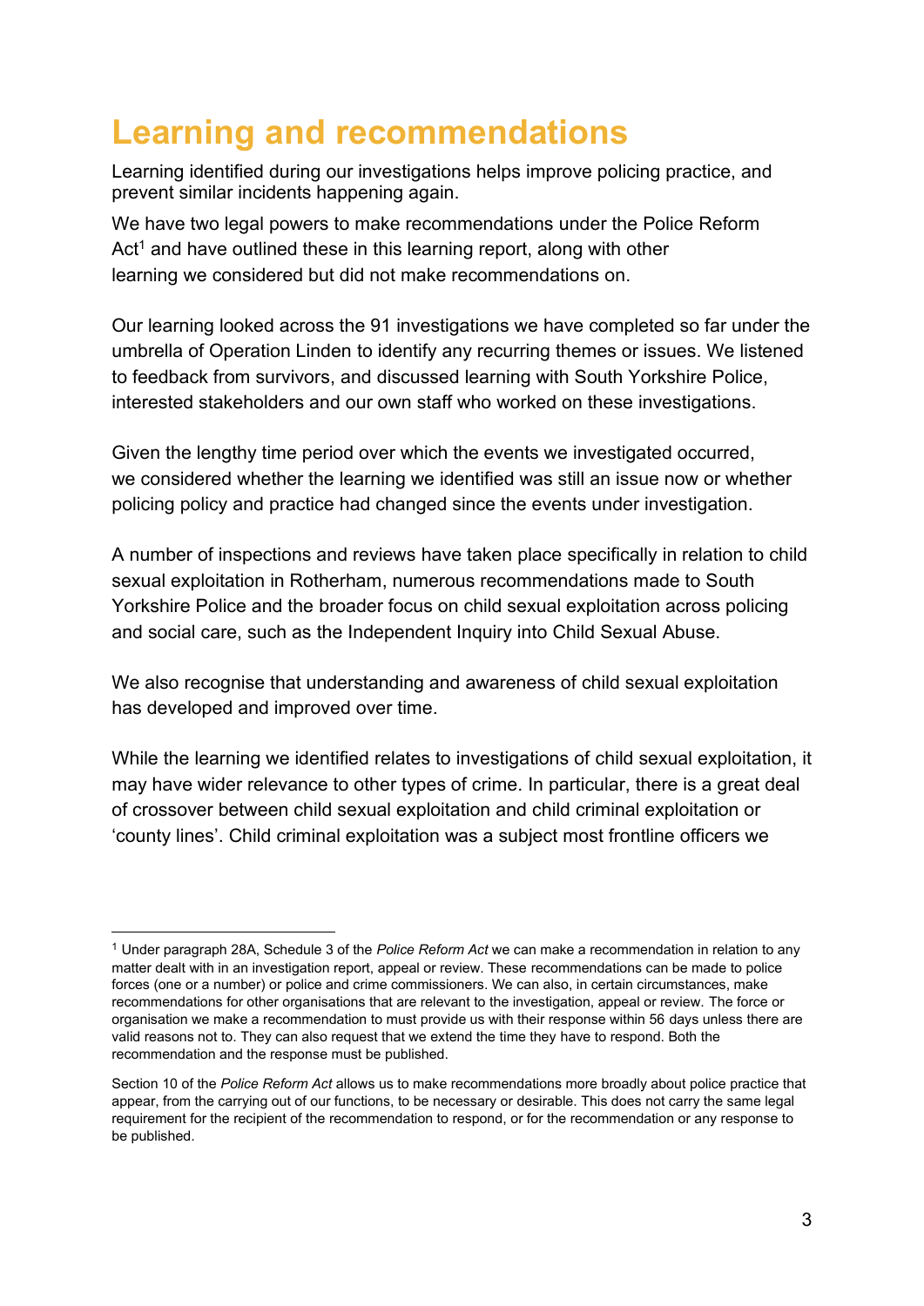# Learning and recommendations

Learning identified during our investigations helps improve policing practice, and prevent similar incidents happening again.

We have two legal powers to make recommendations under the Police Reform Act[1] and have outlined these in this learning report, along with other learning we considered but did not make recommendations on.

Our learning looked across the 91 investigations we have completed so far under the umbrella of Operation Linden to identify any recurring themes or issues. We listened to feedback from survivors, and discussed learning with South Yorkshire Police, interested stakeholders and our own staff who worked on these investigations.

Given the lengthy time period over which the events we investigated occurred, we considered whether the learning we identified was still an issue now or whether policing policy and practice had changed since the events under investigation.

A number of inspections and reviews have taken place specifically in relation to child sexual exploitation in Rotherham, numerous recommendations made to South Yorkshire Police and the broader focus on child sexual exploitation across policing and social care, such as the Independent Inquiry into Child Sexual Abuse.

We also recognise that understanding and awareness of child sexual exploitation has developed and improved over time.

While the learning we identified relates to investigations of child sexual exploitation, it may have wider relevance to other types of crime. In particular, there is a great deal of crossover between child sexual exploitation and child criminal exploitation or 'county lines'. Child criminal exploitation was a subject most frontline officers we

---

[1] Under paragraph 28A, Schedule 3 of the *Police Reform Act* we can make a recommendation in relation to any matter dealt with in an investigation report, appeal or review. These recommendations can be made to police forces (one or a number) or police and crime commissioners. We can also, in certain circumstances, make recommendations for other organisations that are relevant to the investigation, appeal or review. The force or organisation we make a recommendation to must provide us with their response within 56 days unless there are valid reasons not to. They can also request that we extend the time they have to respond. Both the recommendation and the response must be published.

Section 10 of the *Police Reform Act* allows us to make recommendations more broadly about police practice that appear, from the carrying out of our functions, to be necessary or desirable. This does not carry the same legal requirement for the recipient of the recommendation to respond, or for the recommendation or any response to be published.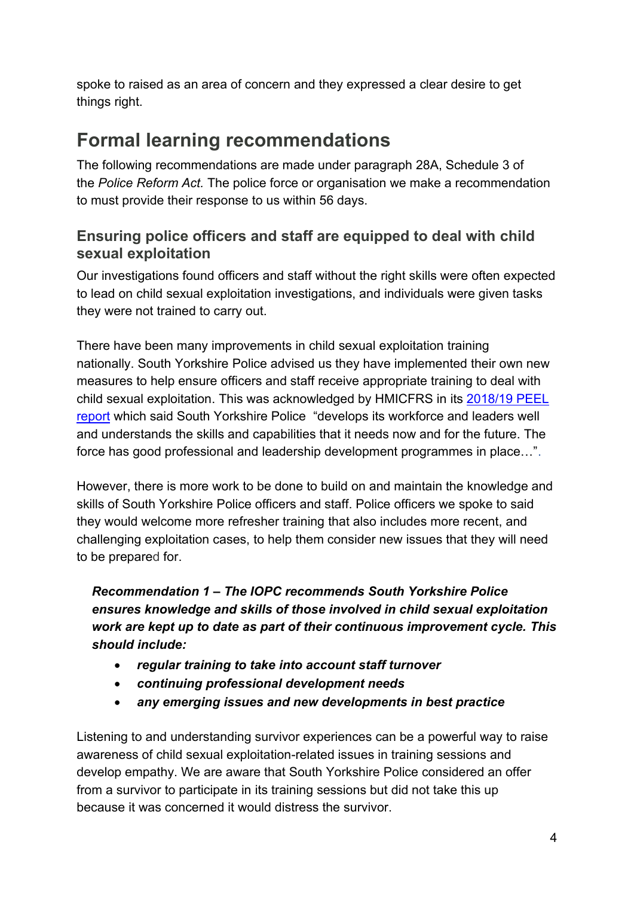spoke to raised as an area of concern and they expressed a clear desire to get things right.

## Formal learning recommendations

The following recommendations are made under paragraph 28A, Schedule 3 of the *Police Reform Act.* The police force or organisation we make a recommendation to must provide their response to us within 56 days.

### Ensuring police officers and staff are equipped to deal with child sexual exploitation

Our investigations found officers and staff without the right skills were often expected to lead on child sexual exploitation investigations, and individuals were given tasks they were not trained to carry out.

There have been many improvements in child sexual exploitation training nationally. South Yorkshire Police advised us they have implemented their own new measures to help ensure officers and staff receive appropriate training to deal with child sexual exploitation. This was acknowledged by HMICFRS in its 2018/19 PEEL report which said South Yorkshire Police "develops its workforce and leaders well and understands the skills and capabilities that it needs now and for the future. The force has good professional and leadership development programmes in place…".

However, there is more work to be done to build on and maintain the knowledge and skills of South Yorkshire Police officers and staff. Police officers we spoke to said they would welcome more refresher training that also includes more recent, and challenging exploitation cases, to help them consider new issues that they will need to be prepared for.

> ***Recommendation 1 – The IOPC recommends South Yorkshire Police ensures knowledge and skills of those involved in child sexual exploitation work are kept up to date as part of their continuous improvement cycle. This should include:***
>
> - ***regular training to take into account staff turnover***
> - ***continuing professional development needs***
> - ***any emerging issues and new developments in best practice***

Listening to and understanding survivor experiences can be a powerful way to raise awareness of child sexual exploitation-related issues in training sessions and develop empathy. We are aware that South Yorkshire Police considered an offer from a survivor to participate in its training sessions but did not take this up because it was concerned it would distress the survivor.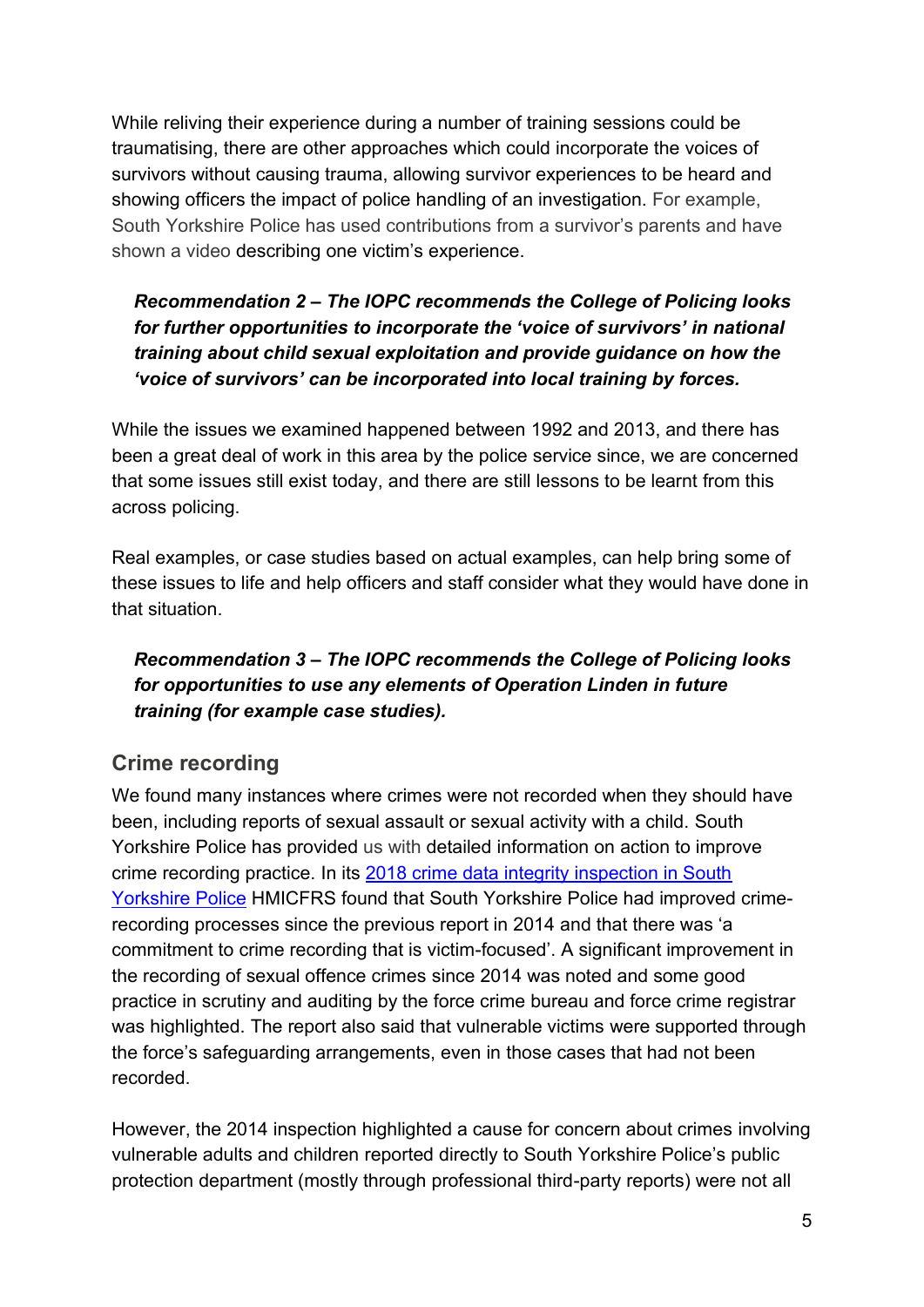While reliving their experience during a number of training sessions could be traumatising, there are other approaches which could incorporate the voices of survivors without causing trauma, allowing survivor experiences to be heard and showing officers the impact of police handling of an investigation. For example, South Yorkshire Police has used contributions from a survivor's parents and have shown a video describing one victim's experience.

> ***Recommendation 2 – The IOPC recommends the College of Policing looks for further opportunities to incorporate the 'voice of survivors' in national training about child sexual exploitation and provide guidance on how the 'voice of survivors' can be incorporated into local training by forces.***

While the issues we examined happened between 1992 and 2013, and there has been a great deal of work in this area by the police service since, we are concerned that some issues still exist today, and there are still lessons to be learnt from this across policing.

Real examples, or case studies based on actual examples, can help bring some of these issues to life and help officers and staff consider what they would have done in that situation.

> ***Recommendation 3 – The IOPC recommends the College of Policing looks for opportunities to use any elements of Operation Linden in future training (for example case studies).***

## Crime recording

We found many instances where crimes were not recorded when they should have been, including reports of sexual assault or sexual activity with a child. South Yorkshire Police has provided us with detailed information on action to improve crime recording practice. In its 2018 crime data integrity inspection in South Yorkshire Police HMICFRS found that South Yorkshire Police had improved crime-recording processes since the previous report in 2014 and that there was 'a commitment to crime recording that is victim-focused'. A significant improvement in the recording of sexual offence crimes since 2014 was noted and some good practice in scrutiny and auditing by the force crime bureau and force crime registrar was highlighted. The report also said that vulnerable victims were supported through the force's safeguarding arrangements, even in those cases that had not been recorded.

However, the 2014 inspection highlighted a cause for concern about crimes involving vulnerable adults and children reported directly to South Yorkshire Police's public protection department (mostly through professional third-party reports) were not all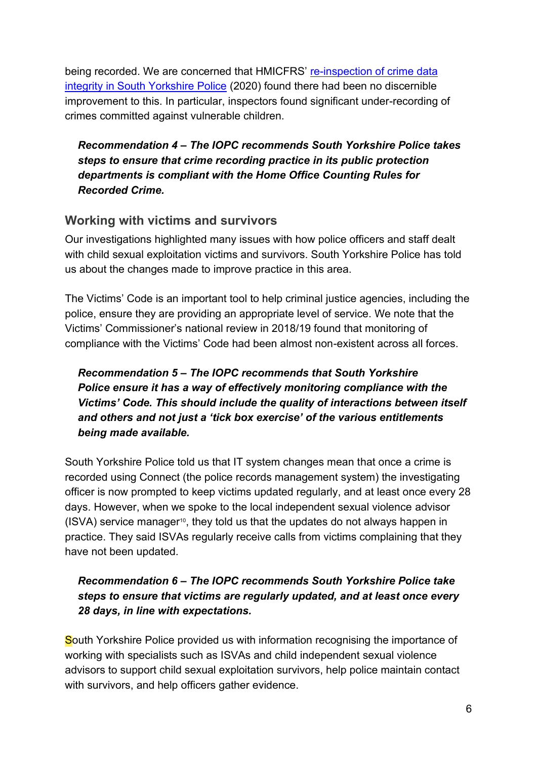being recorded. We are concerned that HMICFRS' [re-inspection of crime data integrity in South Yorkshire Police](#) (2020) found there had been no discernible improvement to this. In particular, inspectors found significant under-recording of crimes committed against vulnerable children.

***Recommendation 4 – The IOPC recommends South Yorkshire Police takes steps to ensure that crime recording practice in its public protection departments is compliant with the Home Office Counting Rules for Recorded Crime.***

## Working with victims and survivors

Our investigations highlighted many issues with how police officers and staff dealt with child sexual exploitation victims and survivors. South Yorkshire Police has told us about the changes made to improve practice in this area.

The Victims' Code is an important tool to help criminal justice agencies, including the police, ensure they are providing an appropriate level of service. We note that the Victims' Commissioner's national review in 2018/19 found that monitoring of compliance with the Victims' Code had been almost non-existent across all forces.

***Recommendation 5 – The IOPC recommends that South Yorkshire Police ensure it has a way of effectively monitoring compliance with the Victims' Code. This should include the quality of interactions between itself and others and not just a 'tick box exercise' of the various entitlements being made available.***

South Yorkshire Police told us that IT system changes mean that once a crime is recorded using Connect (the police records management system) the investigating officer is now prompted to keep victims updated regularly, and at least once every 28 days. However, when we spoke to the local independent sexual violence advisor (ISVA) service manager[10], they told us that the updates do not always happen in practice. They said ISVAs regularly receive calls from victims complaining that they have not been updated.

***Recommendation 6 – The IOPC recommends South Yorkshire Police take steps to ensure that victims are regularly updated, and at least once every 28 days, in line with expectations.***

South Yorkshire Police provided us with information recognising the importance of working with specialists such as ISVAs and child independent sexual violence advisors to support child sexual exploitation survivors, help police maintain contact with survivors, and help officers gather evidence.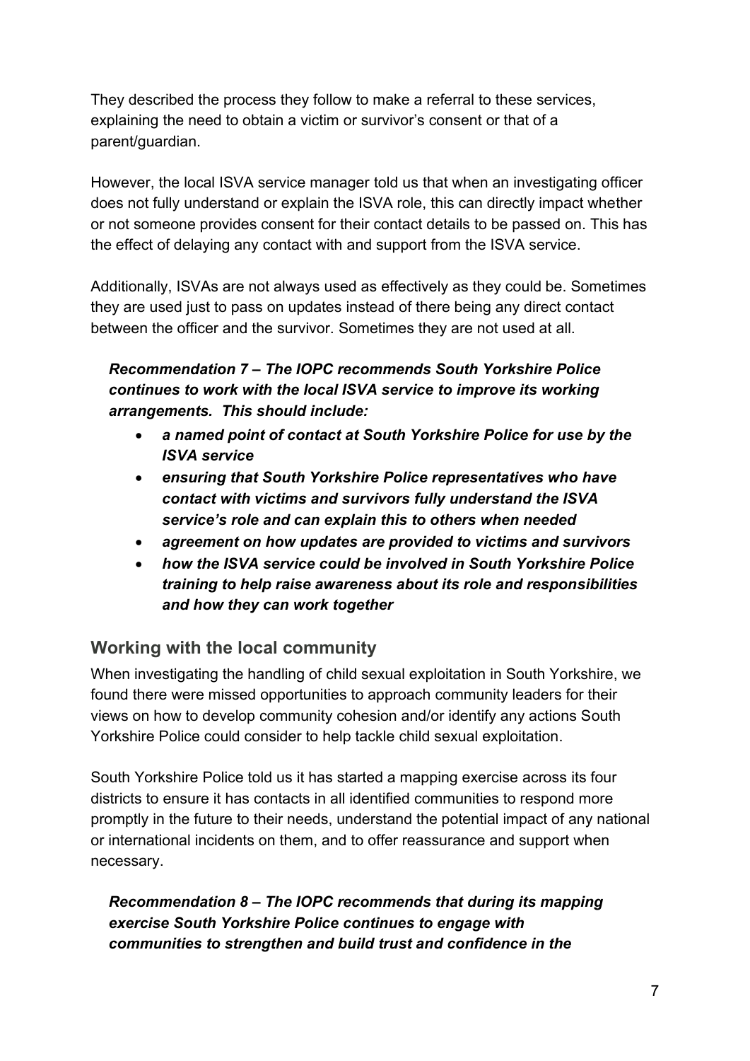They described the process they follow to make a referral to these services, explaining the need to obtain a victim or survivor's consent or that of a parent/guardian.

However, the local ISVA service manager told us that when an investigating officer does not fully understand or explain the ISVA role, this can directly impact whether or not someone provides consent for their contact details to be passed on. This has the effect of delaying any contact with and support from the ISVA service.

Additionally, ISVAs are not always used as effectively as they could be. Sometimes they are used just to pass on updates instead of there being any direct contact between the officer and the survivor. Sometimes they are not used at all.

***Recommendation 7 – The IOPC recommends South Yorkshire Police continues to work with the local ISVA service to improve its working arrangements. This should include:***

- ***a named point of contact at South Yorkshire Police for use by the ISVA service***
- ***ensuring that South Yorkshire Police representatives who have contact with victims and survivors fully understand the ISVA service's role and can explain this to others when needed***
- ***agreement on how updates are provided to victims and survivors***
- ***how the ISVA service could be involved in South Yorkshire Police training to help raise awareness about its role and responsibilities and how they can work together***

## Working with the local community

When investigating the handling of child sexual exploitation in South Yorkshire, we found there were missed opportunities to approach community leaders for their views on how to develop community cohesion and/or identify any actions South Yorkshire Police could consider to help tackle child sexual exploitation.

South Yorkshire Police told us it has started a mapping exercise across its four districts to ensure it has contacts in all identified communities to respond more promptly in the future to their needs, understand the potential impact of any national or international incidents on them, and to offer reassurance and support when necessary.

***Recommendation 8 – The IOPC recommends that during its mapping exercise South Yorkshire Police continues to engage with communities to strengthen and build trust and confidence in the***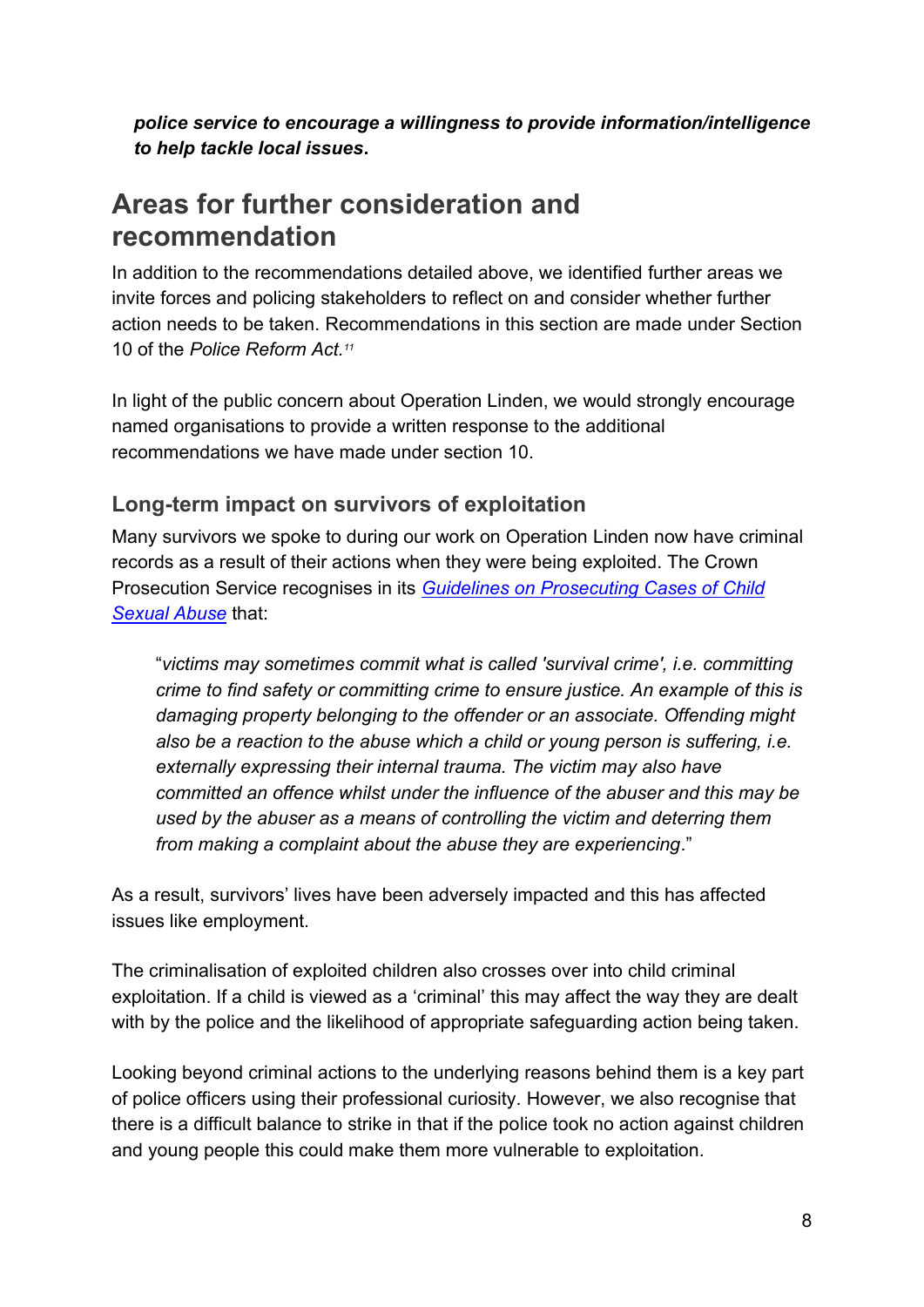***police service to encourage a willingness to provide information/intelligence to help tackle local issues*.**

## Areas for further consideration and recommendation

In addition to the recommendations detailed above, we identified further areas we invite forces and policing stakeholders to reflect on and consider whether further action needs to be taken. Recommendations in this section are made under Section 10 of the *Police Reform Act.*[11]

In light of the public concern about Operation Linden, we would strongly encourage named organisations to provide a written response to the additional recommendations we have made under section 10.

### Long-term impact on survivors of exploitation

Many survivors we spoke to during our work on Operation Linden now have criminal records as a result of their actions when they were being exploited. The Crown Prosecution Service recognises in its [*Guidelines on Prosecuting Cases of Child Sexual Abuse*]() that:

> "*victims may sometimes commit what is called 'survival crime', i.e. committing crime to find safety or committing crime to ensure justice. An example of this is damaging property belonging to the offender or an associate. Offending might also be a reaction to the abuse which a child or young person is suffering, i.e. externally expressing their internal trauma. The victim may also have committed an offence whilst under the influence of the abuser and this may be used by the abuser as a means of controlling the victim and deterring them from making a complaint about the abuse they are experiencing*."

As a result, survivors' lives have been adversely impacted and this has affected issues like employment.

The criminalisation of exploited children also crosses over into child criminal exploitation. If a child is viewed as a 'criminal' this may affect the way they are dealt with by the police and the likelihood of appropriate safeguarding action being taken.

Looking beyond criminal actions to the underlying reasons behind them is a key part of police officers using their professional curiosity. However, we also recognise that there is a difficult balance to strike in that if the police took no action against children and young people this could make them more vulnerable to exploitation.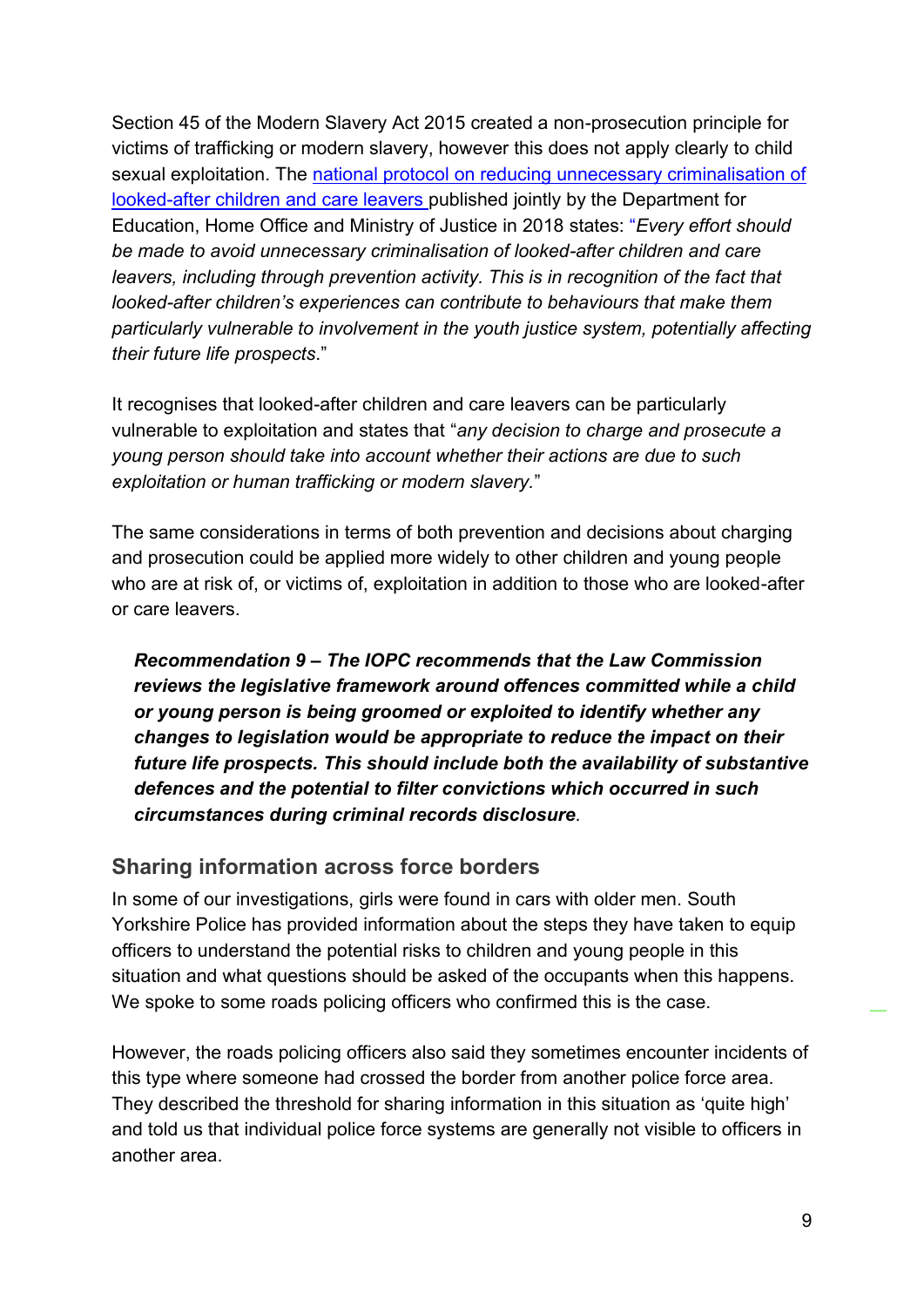Section 45 of the Modern Slavery Act 2015 created a non-prosecution principle for victims of trafficking or modern slavery, however this does not apply clearly to child sexual exploitation. The national protocol on reducing unnecessary criminalisation of looked-after children and care leavers published jointly by the Department for Education, Home Office and Ministry of Justice in 2018 states: "*Every effort should be made to avoid unnecessary criminalisation of looked-after children and care leavers, including through prevention activity. This is in recognition of the fact that looked-after children's experiences can contribute to behaviours that make them particularly vulnerable to involvement in the youth justice system, potentially affecting their future life prospects*."

It recognises that looked-after children and care leavers can be particularly vulnerable to exploitation and states that "*any decision to charge and prosecute a young person should take into account whether their actions are due to such exploitation or human trafficking or modern slavery.*"

The same considerations in terms of both prevention and decisions about charging and prosecution could be applied more widely to other children and young people who are at risk of, or victims of, exploitation in addition to those who are looked-after or care leavers.

> ***Recommendation 9 – The IOPC recommends that the Law Commission reviews the legislative framework around offences committed while a child or young person is being groomed or exploited to identify whether any changes to legislation would be appropriate to reduce the impact on their future life prospects. This should include both the availability of substantive defences and the potential to filter convictions which occurred in such circumstances during criminal records disclosure.***

## Sharing information across force borders

In some of our investigations, girls were found in cars with older men. South Yorkshire Police has provided information about the steps they have taken to equip officers to understand the potential risks to children and young people in this situation and what questions should be asked of the occupants when this happens. We spoke to some roads policing officers who confirmed this is the case.

However, the roads policing officers also said they sometimes encounter incidents of this type where someone had crossed the border from another police force area. They described the threshold for sharing information in this situation as 'quite high' and told us that individual police force systems are generally not visible to officers in another area.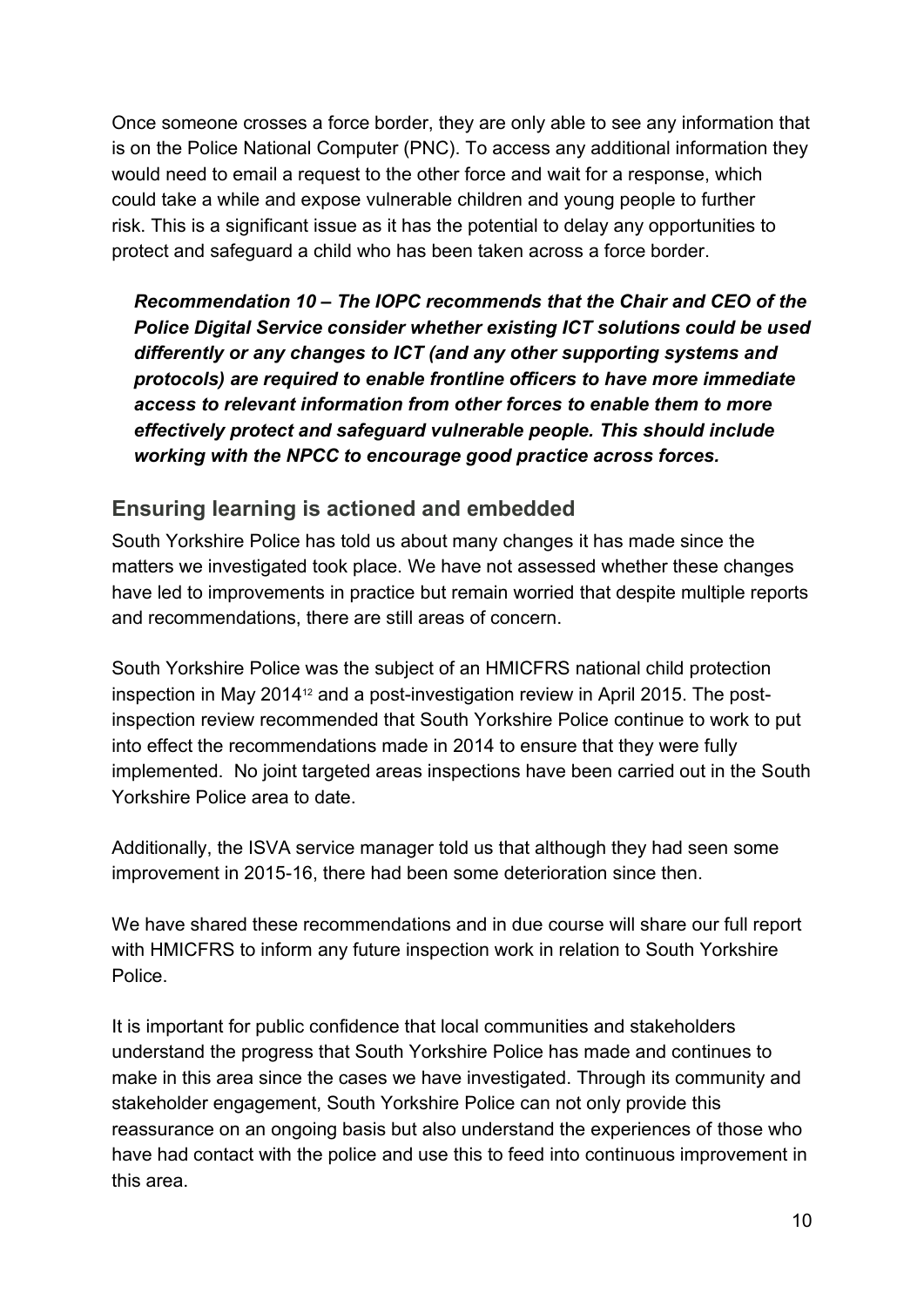Once someone crosses a force border, they are only able to see any information that is on the Police National Computer (PNC). To access any additional information they would need to email a request to the other force and wait for a response, which could take a while and expose vulnerable children and young people to further risk. This is a significant issue as it has the potential to delay any opportunities to protect and safeguard a child who has been taken across a force border.

***Recommendation 10 – The IOPC recommends that the Chair and CEO of the Police Digital Service consider whether existing ICT solutions could be used differently or any changes to ICT (and any other supporting systems and protocols) are required to enable frontline officers to have more immediate access to relevant information from other forces to enable them to more effectively protect and safeguard vulnerable people. This should include working with the NPCC to encourage good practice across forces.***

## Ensuring learning is actioned and embedded

South Yorkshire Police has told us about many changes it has made since the matters we investigated took place. We have not assessed whether these changes have led to improvements in practice but remain worried that despite multiple reports and recommendations, there are still areas of concern.

South Yorkshire Police was the subject of an HMICFRS national child protection inspection in May 2014[12] and a post-investigation review in April 2015. The post-inspection review recommended that South Yorkshire Police continue to work to put into effect the recommendations made in 2014 to ensure that they were fully implemented. No joint targeted areas inspections have been carried out in the South Yorkshire Police area to date.

Additionally, the ISVA service manager told us that although they had seen some improvement in 2015-16, there had been some deterioration since then.

We have shared these recommendations and in due course will share our full report with HMICFRS to inform any future inspection work in relation to South Yorkshire Police.

It is important for public confidence that local communities and stakeholders understand the progress that South Yorkshire Police has made and continues to make in this area since the cases we have investigated. Through its community and stakeholder engagement, South Yorkshire Police can not only provide this reassurance on an ongoing basis but also understand the experiences of those who have had contact with the police and use this to feed into continuous improvement in this area.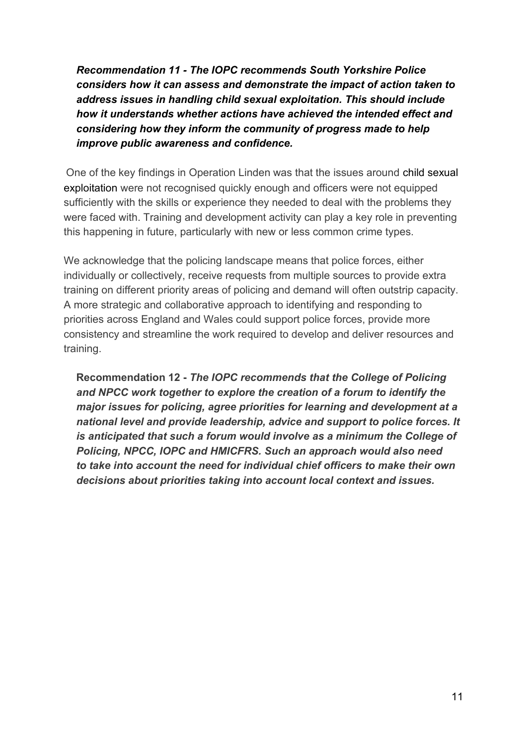***Recommendation 11 - The IOPC recommends South Yorkshire Police considers how it can assess and demonstrate the impact of action taken to address issues in handling child sexual exploitation. This should include how it understands whether actions have achieved the intended effect and considering how they inform the community of progress made to help improve public awareness and confidence.***

One of the key findings in Operation Linden was that the issues around child sexual exploitation were not recognised quickly enough and officers were not equipped sufficiently with the skills or experience they needed to deal with the problems they were faced with. Training and development activity can play a key role in preventing this happening in future, particularly with new or less common crime types.

We acknowledge that the policing landscape means that police forces, either individually or collectively, receive requests from multiple sources to provide extra training on different priority areas of policing and demand will often outstrip capacity. A more strategic and collaborative approach to identifying and responding to priorities across England and Wales could support police forces, provide more consistency and streamline the work required to develop and deliver resources and training.

**Recommendation 12 -** ***The IOPC recommends that the College of Policing and NPCC work together to explore the creation of a forum to identify the major issues for policing, agree priorities for learning and development at a national level and provide leadership, advice and support to police forces. It is anticipated that such a forum would involve as a minimum the College of Policing, NPCC, IOPC and HMICFRS. Such an approach would also need to take into account the need for individual chief officers to make their own decisions about priorities taking into account local context and issues.***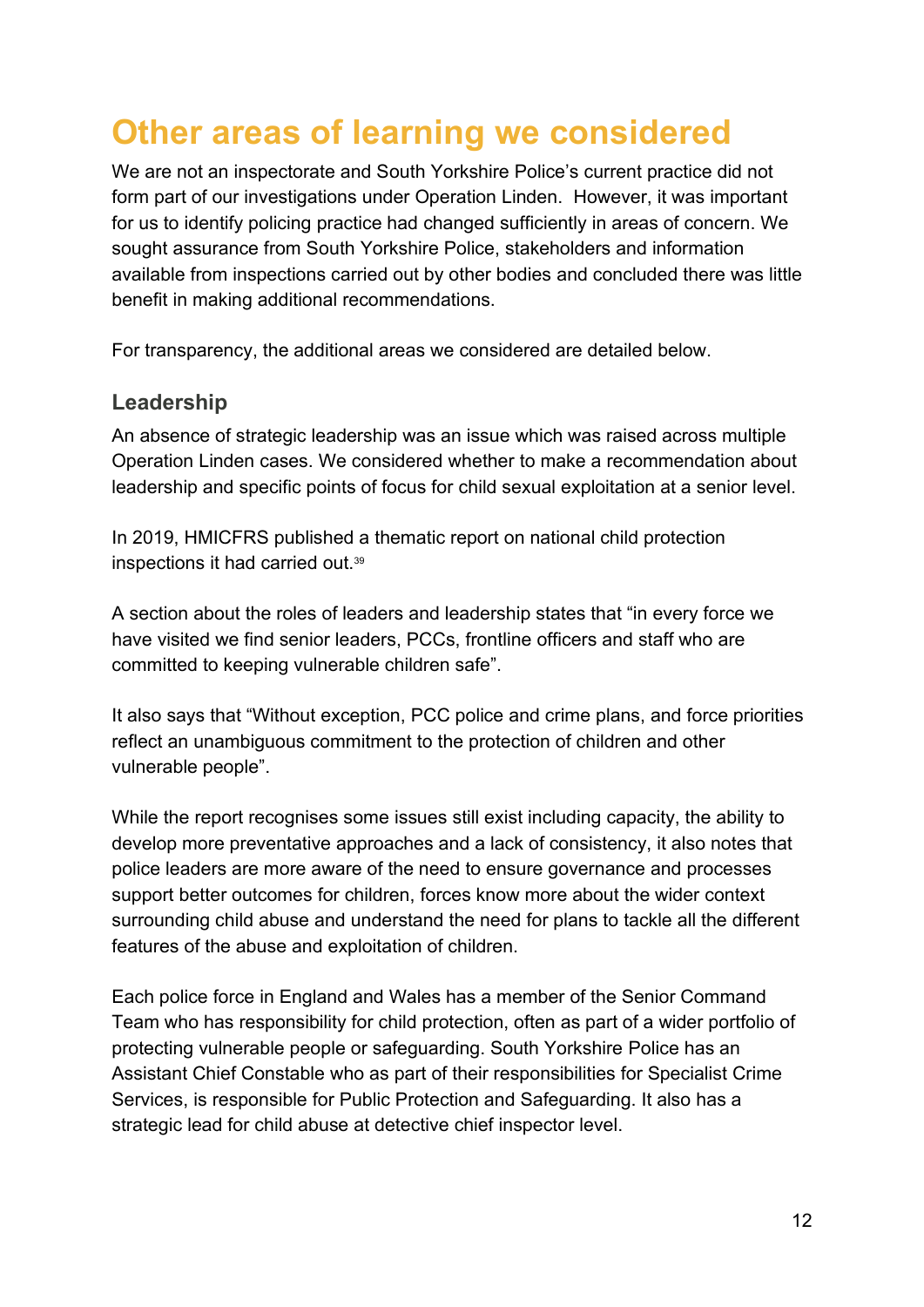# Other areas of learning we considered

We are not an inspectorate and South Yorkshire Police's current practice did not form part of our investigations under Operation Linden. However, it was important for us to identify policing practice had changed sufficiently in areas of concern. We sought assurance from South Yorkshire Police, stakeholders and information available from inspections carried out by other bodies and concluded there was little benefit in making additional recommendations.

For transparency, the additional areas we considered are detailed below.

## Leadership

An absence of strategic leadership was an issue which was raised across multiple Operation Linden cases. We considered whether to make a recommendation about leadership and specific points of focus for child sexual exploitation at a senior level.

In 2019, HMICFRS published a thematic report on national child protection inspections it had carried out.[39]

A section about the roles of leaders and leadership states that "in every force we have visited we find senior leaders, PCCs, frontline officers and staff who are committed to keeping vulnerable children safe".

It also says that "Without exception, PCC police and crime plans, and force priorities reflect an unambiguous commitment to the protection of children and other vulnerable people".

While the report recognises some issues still exist including capacity, the ability to develop more preventative approaches and a lack of consistency, it also notes that police leaders are more aware of the need to ensure governance and processes support better outcomes for children, forces know more about the wider context surrounding child abuse and understand the need for plans to tackle all the different features of the abuse and exploitation of children.

Each police force in England and Wales has a member of the Senior Command Team who has responsibility for child protection, often as part of a wider portfolio of protecting vulnerable people or safeguarding. South Yorkshire Police has an Assistant Chief Constable who as part of their responsibilities for Specialist Crime Services, is responsible for Public Protection and Safeguarding. It also has a strategic lead for child abuse at detective chief inspector level.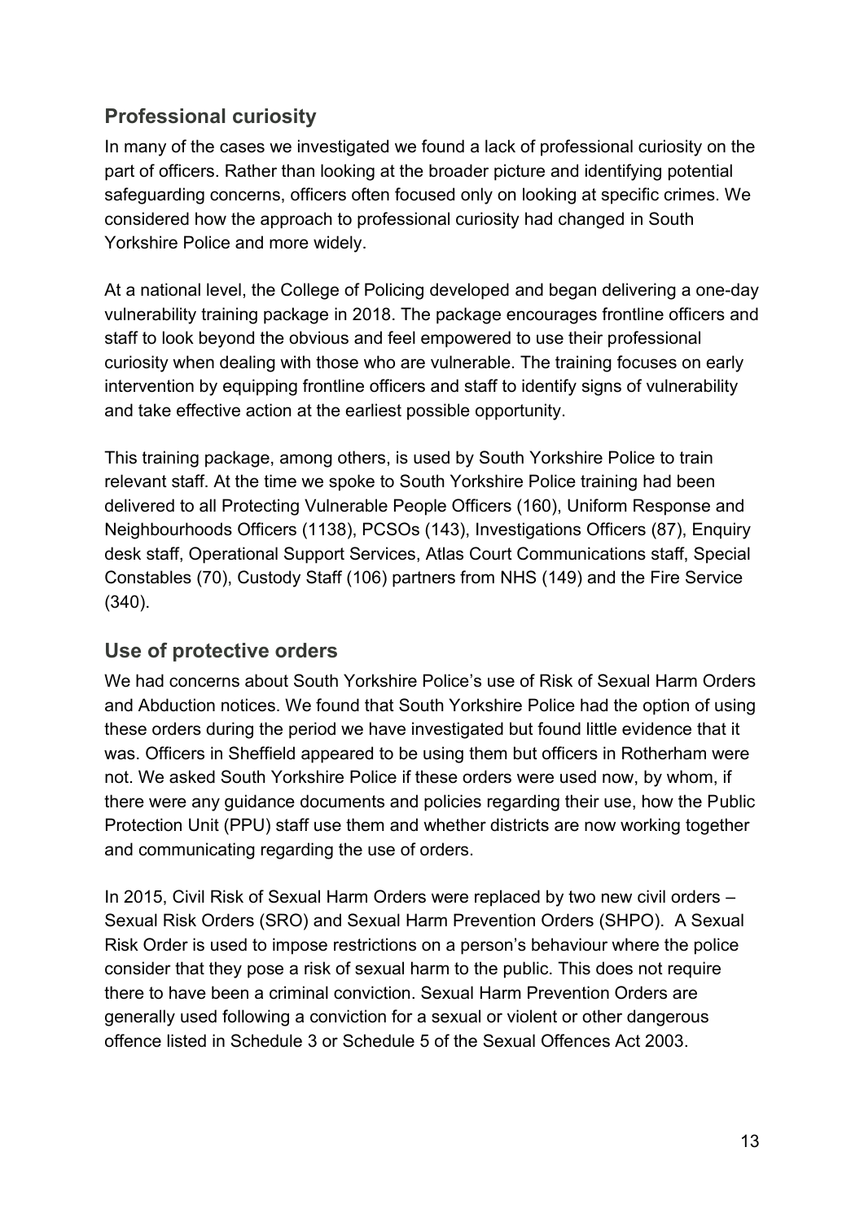## Professional curiosity

In many of the cases we investigated we found a lack of professional curiosity on the part of officers. Rather than looking at the broader picture and identifying potential safeguarding concerns, officers often focused only on looking at specific crimes. We considered how the approach to professional curiosity had changed in South Yorkshire Police and more widely.

At a national level, the College of Policing developed and began delivering a one-day vulnerability training package in 2018. The package encourages frontline officers and staff to look beyond the obvious and feel empowered to use their professional curiosity when dealing with those who are vulnerable. The training focuses on early intervention by equipping frontline officers and staff to identify signs of vulnerability and take effective action at the earliest possible opportunity.

This training package, among others, is used by South Yorkshire Police to train relevant staff. At the time we spoke to South Yorkshire Police training had been delivered to all Protecting Vulnerable People Officers (160), Uniform Response and Neighbourhoods Officers (1138), PCSOs (143), Investigations Officers (87), Enquiry desk staff, Operational Support Services, Atlas Court Communications staff, Special Constables (70), Custody Staff (106) partners from NHS (149) and the Fire Service (340).

## Use of protective orders

We had concerns about South Yorkshire Police's use of Risk of Sexual Harm Orders and Abduction notices. We found that South Yorkshire Police had the option of using these orders during the period we have investigated but found little evidence that it was. Officers in Sheffield appeared to be using them but officers in Rotherham were not. We asked South Yorkshire Police if these orders were used now, by whom, if there were any guidance documents and policies regarding their use, how the Public Protection Unit (PPU) staff use them and whether districts are now working together and communicating regarding the use of orders.

In 2015, Civil Risk of Sexual Harm Orders were replaced by two new civil orders – Sexual Risk Orders (SRO) and Sexual Harm Prevention Orders (SHPO). A Sexual Risk Order is used to impose restrictions on a person's behaviour where the police consider that they pose a risk of sexual harm to the public. This does not require there to have been a criminal conviction. Sexual Harm Prevention Orders are generally used following a conviction for a sexual or violent or other dangerous offence listed in Schedule 3 or Schedule 5 of the Sexual Offences Act 2003.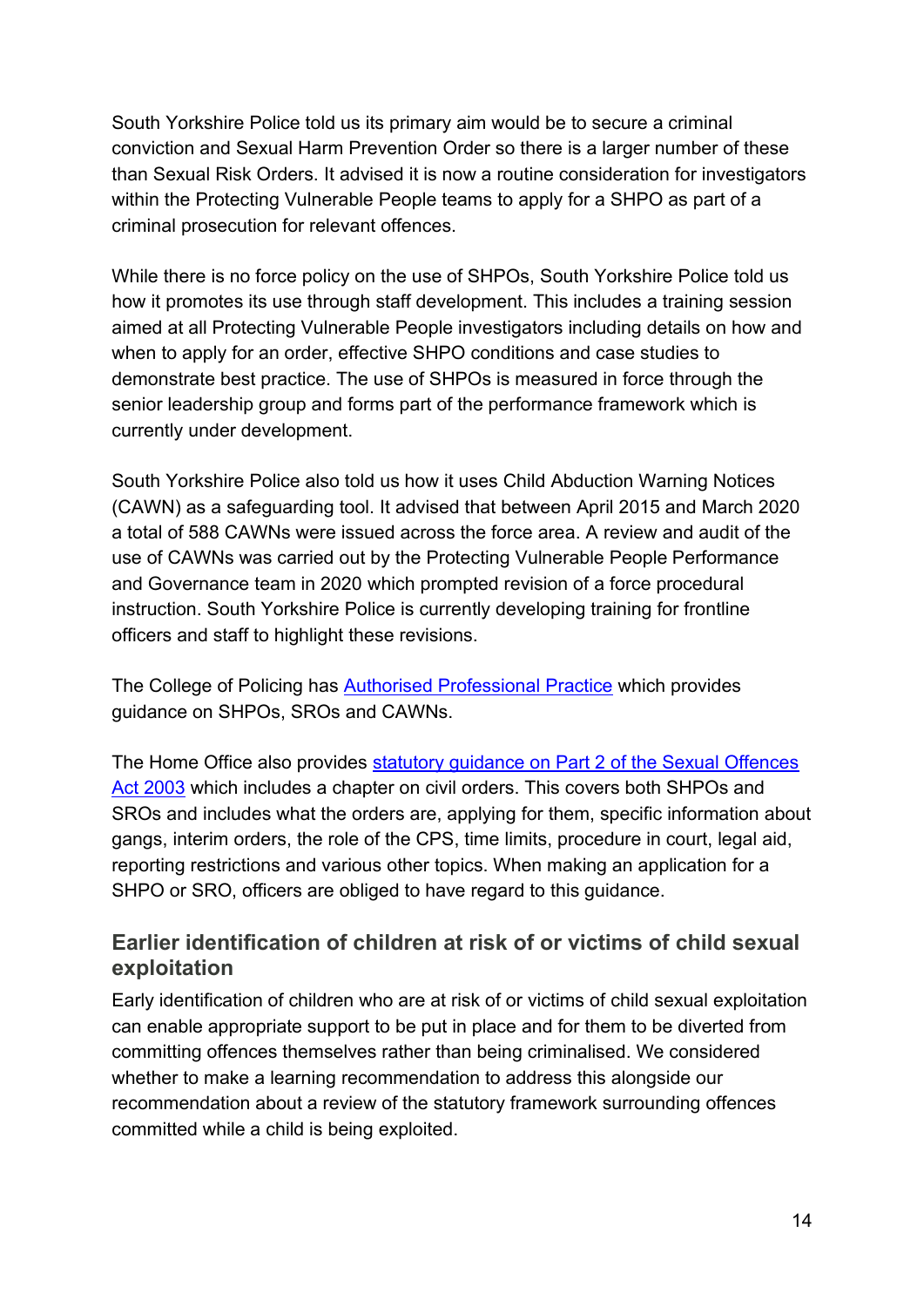South Yorkshire Police told us its primary aim would be to secure a criminal conviction and Sexual Harm Prevention Order so there is a larger number of these than Sexual Risk Orders. It advised it is now a routine consideration for investigators within the Protecting Vulnerable People teams to apply for a SHPO as part of a criminal prosecution for relevant offences.

While there is no force policy on the use of SHPOs, South Yorkshire Police told us how it promotes its use through staff development. This includes a training session aimed at all Protecting Vulnerable People investigators including details on how and when to apply for an order, effective SHPO conditions and case studies to demonstrate best practice. The use of SHPOs is measured in force through the senior leadership group and forms part of the performance framework which is currently under development.

South Yorkshire Police also told us how it uses Child Abduction Warning Notices (CAWN) as a safeguarding tool. It advised that between April 2015 and March 2020 a total of 588 CAWNs were issued across the force area. A review and audit of the use of CAWNs was carried out by the Protecting Vulnerable People Performance and Governance team in 2020 which prompted revision of a force procedural instruction. South Yorkshire Police is currently developing training for frontline officers and staff to highlight these revisions.

The College of Policing has Authorised Professional Practice which provides guidance on SHPOs, SROs and CAWNs.

The Home Office also provides statutory guidance on Part 2 of the Sexual Offences Act 2003 which includes a chapter on civil orders. This covers both SHPOs and SROs and includes what the orders are, applying for them, specific information about gangs, interim orders, the role of the CPS, time limits, procedure in court, legal aid, reporting restrictions and various other topics. When making an application for a SHPO or SRO, officers are obliged to have regard to this guidance.

## Earlier identification of children at risk of or victims of child sexual exploitation

Early identification of children who are at risk of or victims of child sexual exploitation can enable appropriate support to be put in place and for them to be diverted from committing offences themselves rather than being criminalised. We considered whether to make a learning recommendation to address this alongside our recommendation about a review of the statutory framework surrounding offences committed while a child is being exploited.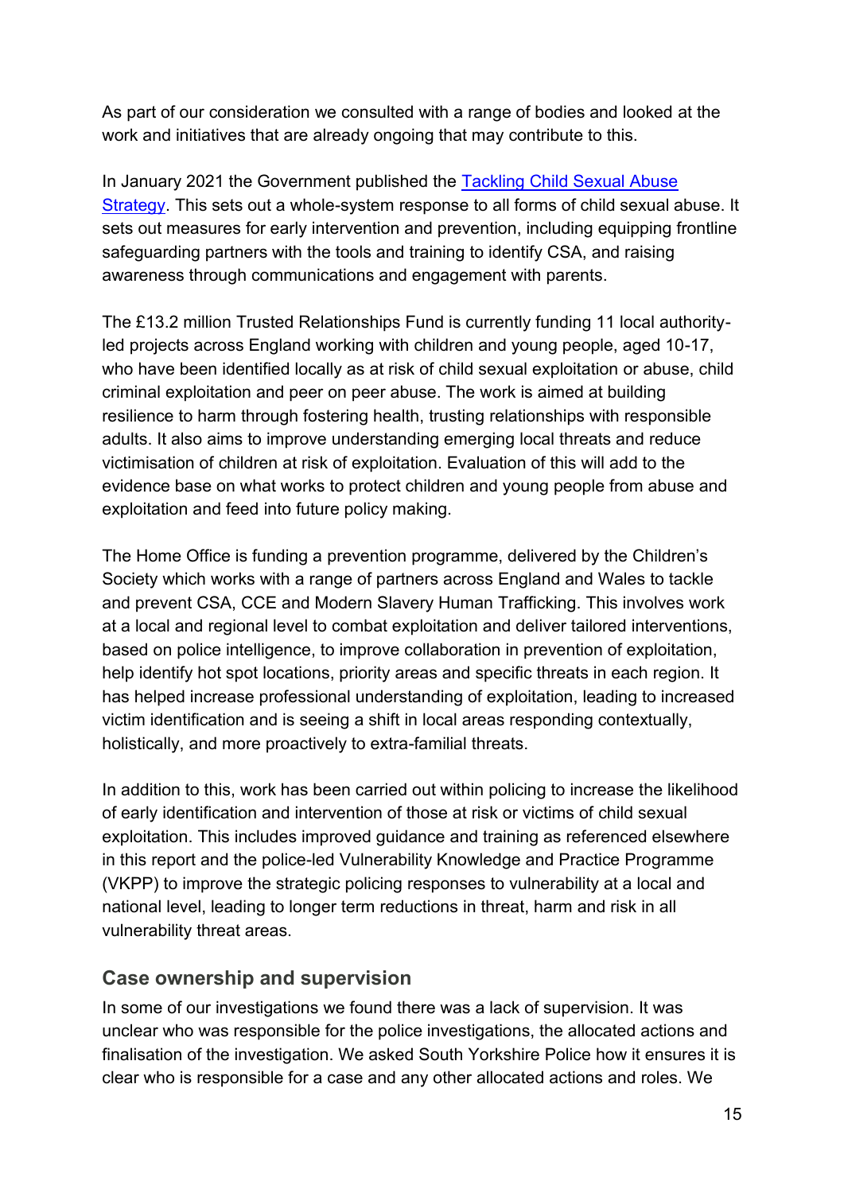As part of our consideration we consulted with a range of bodies and looked at the work and initiatives that are already ongoing that may contribute to this.

In January 2021 the Government published the [Tackling Child Sexual Abuse Strategy](). This sets out a whole-system response to all forms of child sexual abuse. It sets out measures for early intervention and prevention, including equipping frontline safeguarding partners with the tools and training to identify CSA, and raising awareness through communications and engagement with parents.

The £13.2 million Trusted Relationships Fund is currently funding 11 local authority-led projects across England working with children and young people, aged 10-17, who have been identified locally as at risk of child sexual exploitation or abuse, child criminal exploitation and peer on peer abuse. The work is aimed at building resilience to harm through fostering health, trusting relationships with responsible adults. It also aims to improve understanding emerging local threats and reduce victimisation of children at risk of exploitation. Evaluation of this will add to the evidence base on what works to protect children and young people from abuse and exploitation and feed into future policy making.

The Home Office is funding a prevention programme, delivered by the Children's Society which works with a range of partners across England and Wales to tackle and prevent CSA, CCE and Modern Slavery Human Trafficking. This involves work at a local and regional level to combat exploitation and deliver tailored interventions, based on police intelligence, to improve collaboration in prevention of exploitation, help identify hot spot locations, priority areas and specific threats in each region. It has helped increase professional understanding of exploitation, leading to increased victim identification and is seeing a shift in local areas responding contextually, holistically, and more proactively to extra-familial threats.

In addition to this, work has been carried out within policing to increase the likelihood of early identification and intervention of those at risk or victims of child sexual exploitation. This includes improved guidance and training as referenced elsewhere in this report and the police-led Vulnerability Knowledge and Practice Programme (VKPP) to improve the strategic policing responses to vulnerability at a local and national level, leading to longer term reductions in threat, harm and risk in all vulnerability threat areas.

## Case ownership and supervision

In some of our investigations we found there was a lack of supervision. It was unclear who was responsible for the police investigations, the allocated actions and finalisation of the investigation. We asked South Yorkshire Police how it ensures it is clear who is responsible for a case and any other allocated actions and roles. We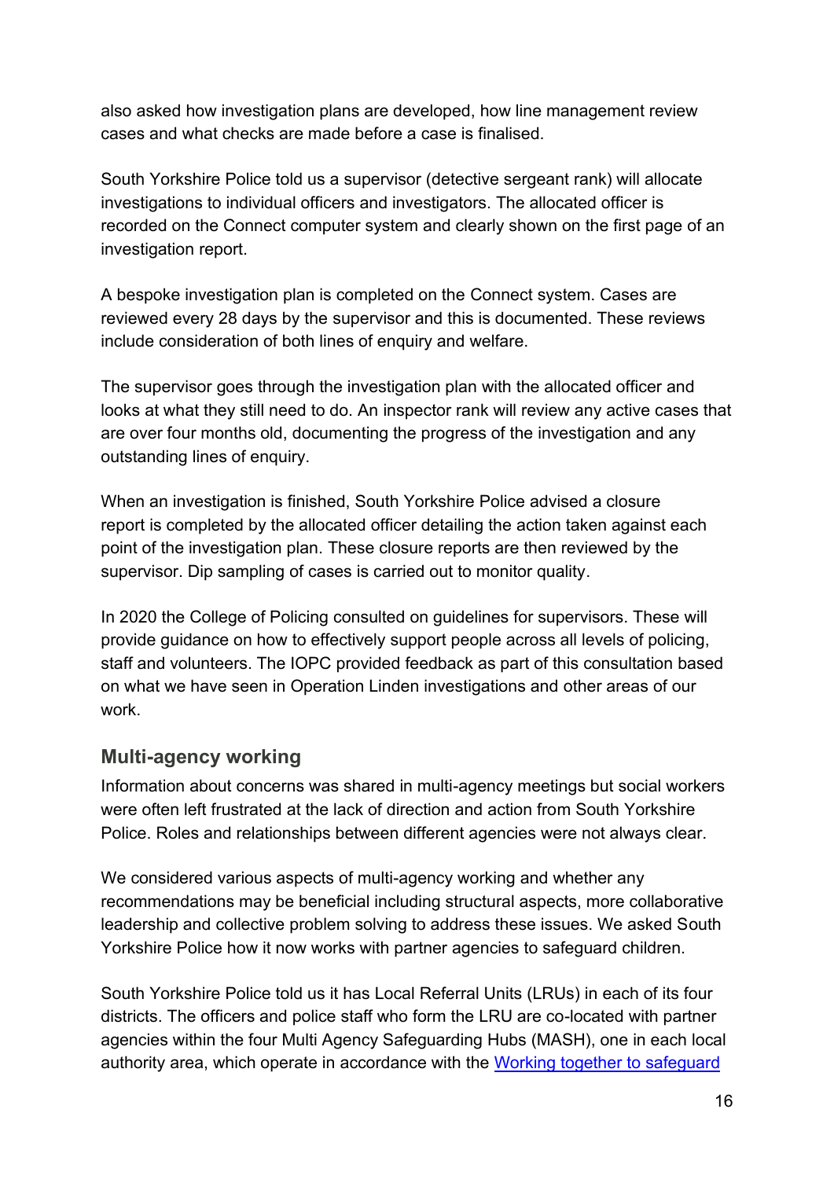also asked how investigation plans are developed, how line management review cases and what checks are made before a case is finalised.

South Yorkshire Police told us a supervisor (detective sergeant rank) will allocate investigations to individual officers and investigators. The allocated officer is recorded on the Connect computer system and clearly shown on the first page of an investigation report.

A bespoke investigation plan is completed on the Connect system. Cases are reviewed every 28 days by the supervisor and this is documented. These reviews include consideration of both lines of enquiry and welfare.

The supervisor goes through the investigation plan with the allocated officer and looks at what they still need to do. An inspector rank will review any active cases that are over four months old, documenting the progress of the investigation and any outstanding lines of enquiry.

When an investigation is finished, South Yorkshire Police advised a closure report is completed by the allocated officer detailing the action taken against each point of the investigation plan. These closure reports are then reviewed by the supervisor. Dip sampling of cases is carried out to monitor quality.

In 2020 the College of Policing consulted on guidelines for supervisors. These will provide guidance on how to effectively support people across all levels of policing, staff and volunteers. The IOPC provided feedback as part of this consultation based on what we have seen in Operation Linden investigations and other areas of our work.

## Multi-agency working

Information about concerns was shared in multi-agency meetings but social workers were often left frustrated at the lack of direction and action from South Yorkshire Police. Roles and relationships between different agencies were not always clear.

We considered various aspects of multi-agency working and whether any recommendations may be beneficial including structural aspects, more collaborative leadership and collective problem solving to address these issues. We asked South Yorkshire Police how it now works with partner agencies to safeguard children.

South Yorkshire Police told us it has Local Referral Units (LRUs) in each of its four districts. The officers and police staff who form the LRU are co-located with partner agencies within the four Multi Agency Safeguarding Hubs (MASH), one in each local authority area, which operate in accordance with the [Working together to safeguard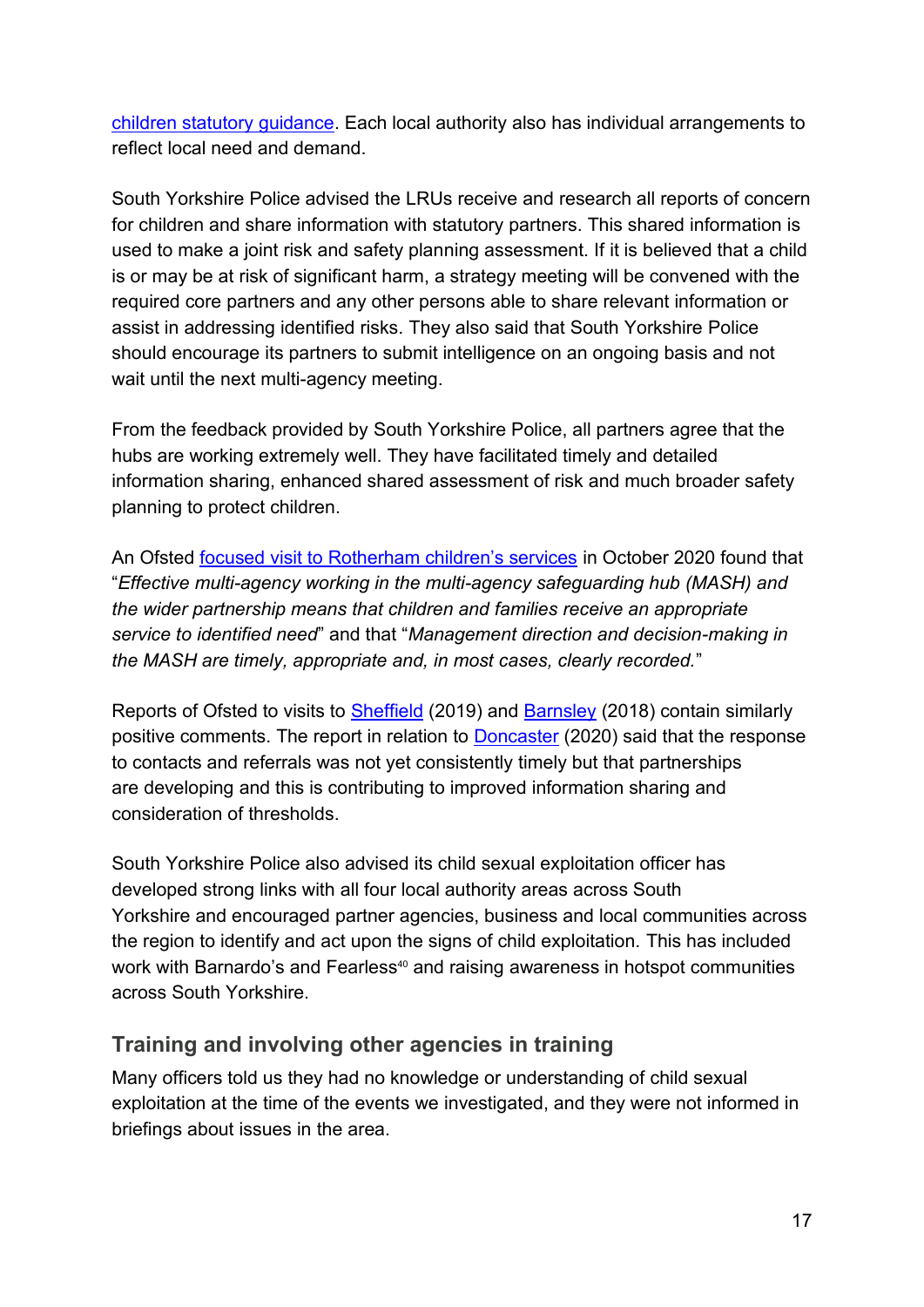children statutory guidance. Each local authority also has individual arrangements to reflect local need and demand.

South Yorkshire Police advised the LRUs receive and research all reports of concern for children and share information with statutory partners. This shared information is used to make a joint risk and safety planning assessment. If it is believed that a child is or may be at risk of significant harm, a strategy meeting will be convened with the required core partners and any other persons able to share relevant information or assist in addressing identified risks. They also said that South Yorkshire Police should encourage its partners to submit intelligence on an ongoing basis and not wait until the next multi-agency meeting.

From the feedback provided by South Yorkshire Police, all partners agree that the hubs are working extremely well. They have facilitated timely and detailed information sharing, enhanced shared assessment of risk and much broader safety planning to protect children.

An Ofsted focused visit to Rotherham children's services in October 2020 found that "*Effective multi-agency working in the multi-agency safeguarding hub (MASH) and the wider partnership means that children and families receive an appropriate service to identified need*" and that "*Management direction and decision-making in the MASH are timely, appropriate and, in most cases, clearly recorded.*"

Reports of Ofsted to visits to Sheffield (2019) and Barnsley (2018) contain similarly positive comments. The report in relation to Doncaster (2020) said that the response to contacts and referrals was not yet consistently timely but that partnerships are developing and this is contributing to improved information sharing and consideration of thresholds.

South Yorkshire Police also advised its child sexual exploitation officer has developed strong links with all four local authority areas across South Yorkshire and encouraged partner agencies, business and local communities across the region to identify and act upon the signs of child exploitation. This has included work with Barnardo's and Fearless[40] and raising awareness in hotspot communities across South Yorkshire.

## Training and involving other agencies in training

Many officers told us they had no knowledge or understanding of child sexual exploitation at the time of the events we investigated, and they were not informed in briefings about issues in the area.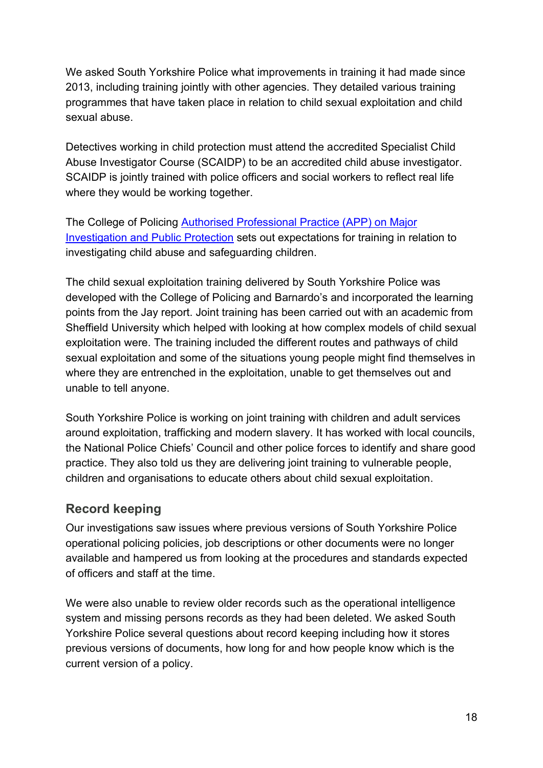We asked South Yorkshire Police what improvements in training it had made since 2013, including training jointly with other agencies. They detailed various training programmes that have taken place in relation to child sexual exploitation and child sexual abuse.

Detectives working in child protection must attend the accredited Specialist Child Abuse Investigator Course (SCAIDP) to be an accredited child abuse investigator. SCAIDP is jointly trained with police officers and social workers to reflect real life where they would be working together.

The College of Policing [Authorised Professional Practice (APP) on Major Investigation and Public Protection] sets out expectations for training in relation to investigating child abuse and safeguarding children.

The child sexual exploitation training delivered by South Yorkshire Police was developed with the College of Policing and Barnardo's and incorporated the learning points from the Jay report. Joint training has been carried out with an academic from Sheffield University which helped with looking at how complex models of child sexual exploitation were. The training included the different routes and pathways of child sexual exploitation and some of the situations young people might find themselves in where they are entrenched in the exploitation, unable to get themselves out and unable to tell anyone.

South Yorkshire Police is working on joint training with children and adult services around exploitation, trafficking and modern slavery. It has worked with local councils, the National Police Chiefs' Council and other police forces to identify and share good practice. They also told us they are delivering joint training to vulnerable people, children and organisations to educate others about child sexual exploitation.

## Record keeping

Our investigations saw issues where previous versions of South Yorkshire Police operational policing policies, job descriptions or other documents were no longer available and hampered us from looking at the procedures and standards expected of officers and staff at the time.

We were also unable to review older records such as the operational intelligence system and missing persons records as they had been deleted. We asked South Yorkshire Police several questions about record keeping including how it stores previous versions of documents, how long for and how people know which is the current version of a policy.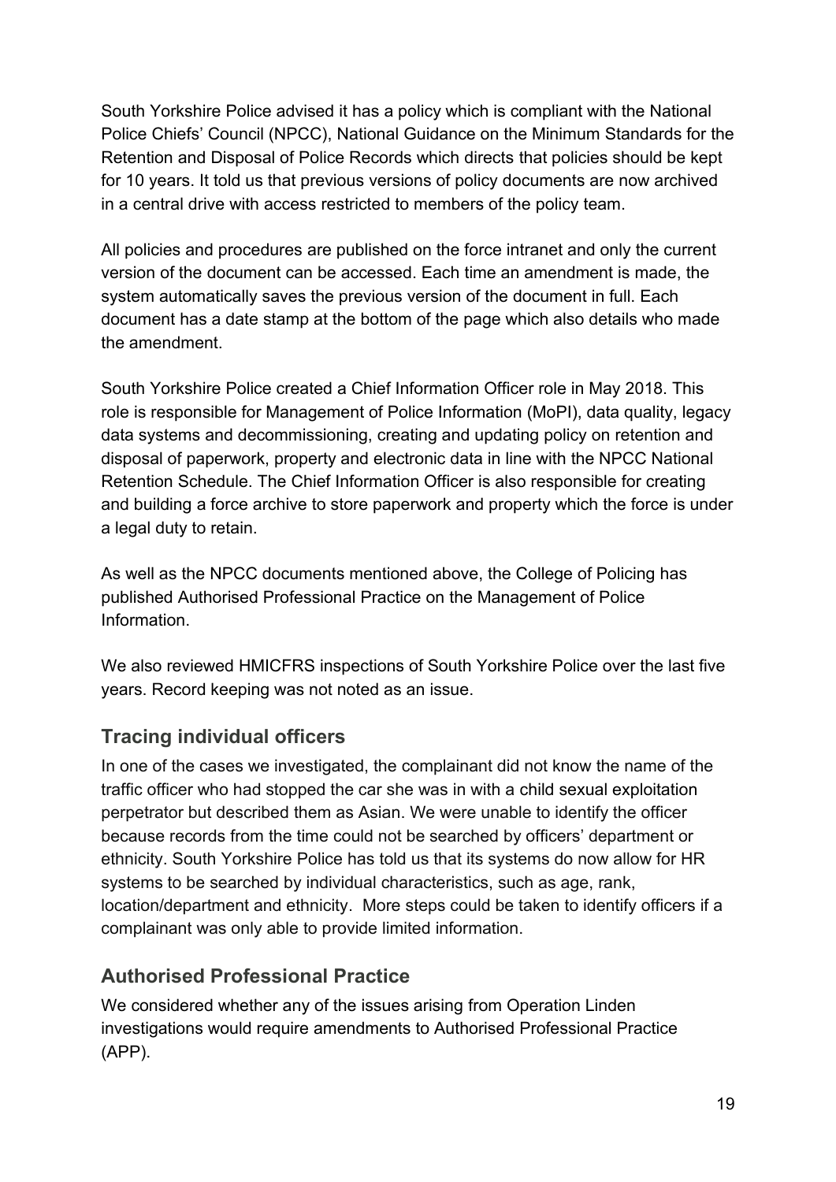South Yorkshire Police advised it has a policy which is compliant with the National Police Chiefs' Council (NPCC), National Guidance on the Minimum Standards for the Retention and Disposal of Police Records which directs that policies should be kept for 10 years. It told us that previous versions of policy documents are now archived in a central drive with access restricted to members of the policy team.

All policies and procedures are published on the force intranet and only the current version of the document can be accessed. Each time an amendment is made, the system automatically saves the previous version of the document in full. Each document has a date stamp at the bottom of the page which also details who made the amendment.

South Yorkshire Police created a Chief Information Officer role in May 2018. This role is responsible for Management of Police Information (MoPI), data quality, legacy data systems and decommissioning, creating and updating policy on retention and disposal of paperwork, property and electronic data in line with the NPCC National Retention Schedule. The Chief Information Officer is also responsible for creating and building a force archive to store paperwork and property which the force is under a legal duty to retain.

As well as the NPCC documents mentioned above, the College of Policing has published Authorised Professional Practice on the Management of Police Information.

We also reviewed HMICFRS inspections of South Yorkshire Police over the last five years. Record keeping was not noted as an issue.

## Tracing individual officers

In one of the cases we investigated, the complainant did not know the name of the traffic officer who had stopped the car she was in with a child sexual exploitation perpetrator but described them as Asian. We were unable to identify the officer because records from the time could not be searched by officers' department or ethnicity. South Yorkshire Police has told us that its systems do now allow for HR systems to be searched by individual characteristics, such as age, rank, location/department and ethnicity. More steps could be taken to identify officers if a complainant was only able to provide limited information.

## Authorised Professional Practice

We considered whether any of the issues arising from Operation Linden investigations would require amendments to Authorised Professional Practice (APP).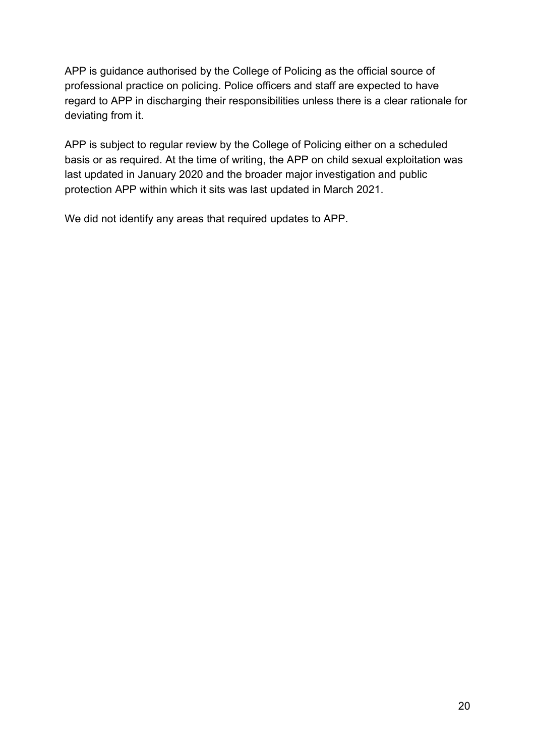APP is guidance authorised by the College of Policing as the official source of professional practice on policing. Police officers and staff are expected to have regard to APP in discharging their responsibilities unless there is a clear rationale for deviating from it.

APP is subject to regular review by the College of Policing either on a scheduled basis or as required. At the time of writing, the APP on child sexual exploitation was last updated in January 2020 and the broader major investigation and public protection APP within which it sits was last updated in March 2021.

We did not identify any areas that required updates to APP.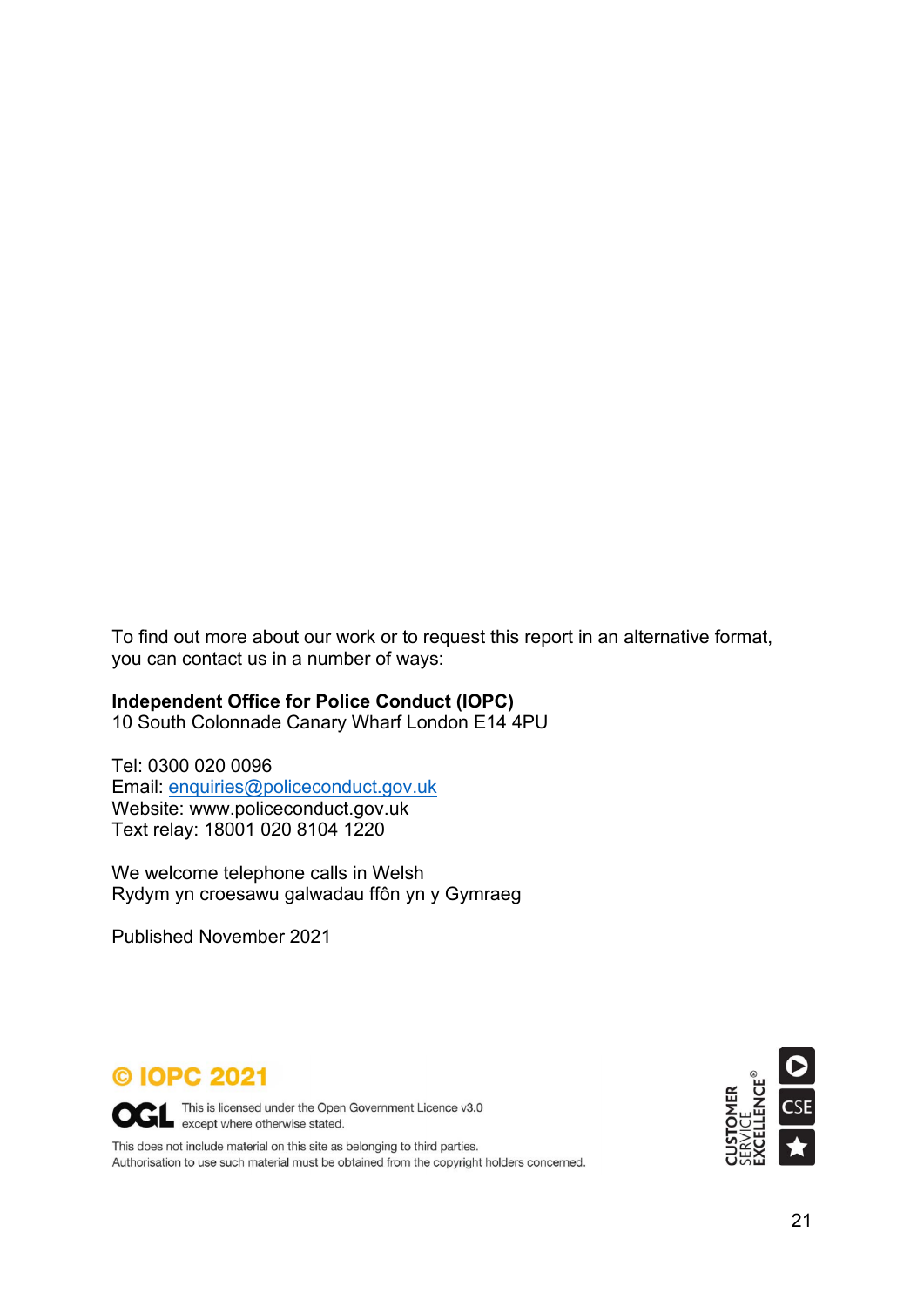To find out more about our work or to request this report in an alternative format, you can contact us in a number of ways:

**Independent Office for Police Conduct (IOPC)**
10 South Colonnade Canary Wharf London E14 4PU

Tel: 0300 020 0096
Email: enquiries@policeconduct.gov.uk
Website: www.policeconduct.gov.uk
Text relay: 18001 020 8104 1220

We welcome telephone calls in Welsh
Rydym yn croesawu galwadau ffôn yn y Gymraeg

Published November 2021

**© IOPC 2021**

OGL This is licensed under the Open Government Licence v3.0 except where otherwise stated.

This does not include material on this site as belonging to third parties.
Authorisation to use such material must be obtained from the copyright holders concerned.

CUSTOMER SERVICE EXCELLENCE® CSE